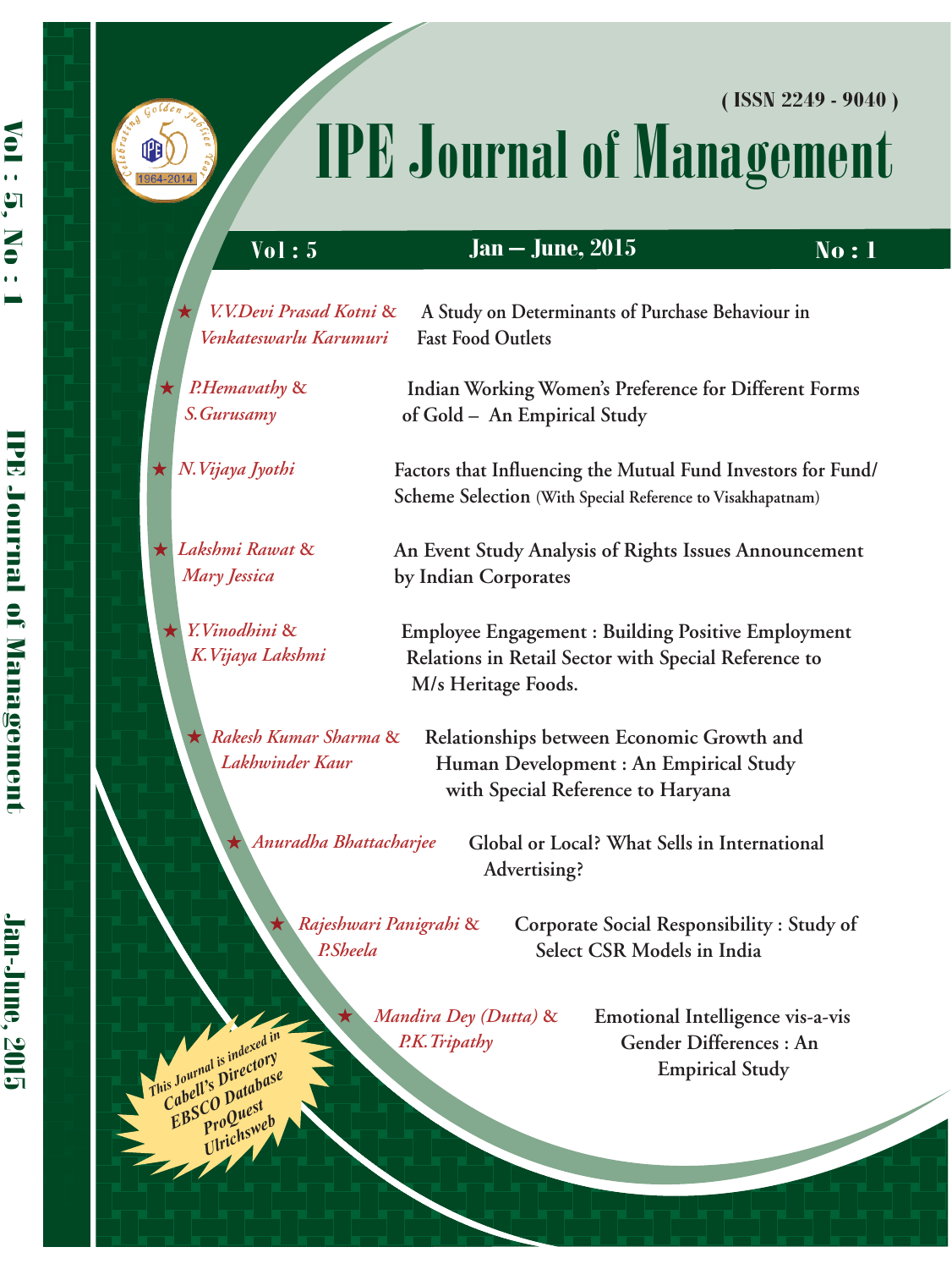( ISSN 2249 - 9040 )

# IPE Journal of Management

Vol : 5 | Jan – June, 2015 | No : 1

- *V.V.Devi Prasad Kotni & Venkateswarlu Karumuri* — A Study on Determinants of Purchase Behaviour in Fast Food Outlets
- *P.Hemavathy & S.Gurusamy* — Indian Working Women's Preference for Different Forms of Gold – An Empirical Study
- *N.Vijaya Jyothi* — Factors that Influencing the Mutual Fund Investors for Fund/ Scheme Selection (With Special Reference to Visakhapatnam)
- *Lakshmi Rawat & Mary Jessica* — An Event Study Analysis of Rights Issues Announcement by Indian Corporates
- *Y.Vinodhini & K.Vijaya Lakshmi* — Employee Engagement : Building Positive Employment Relations in Retail Sector with Special Reference to M/s Heritage Foods.
- *Rakesh Kumar Sharma & Lakhwinder Kaur* — Relationships between Economic Growth and Human Development : An Empirical Study with Special Reference to Haryana
- *Anuradha Bhattacharjee* — Global or Local? What Sells in International Advertising?
- *Rajeshwari Panigrahi & P.Sheela* — Corporate Social Responsibility : Study of Select CSR Models in India
- *Mandira Dey (Dutta) & P.K.Tripathy* — Emotional Intelligence vis-a-vis Gender Differences : An Empirical Study

This Journal is indexed in Cabell's Directory EBSCO Database ProQuest Ulrichsweb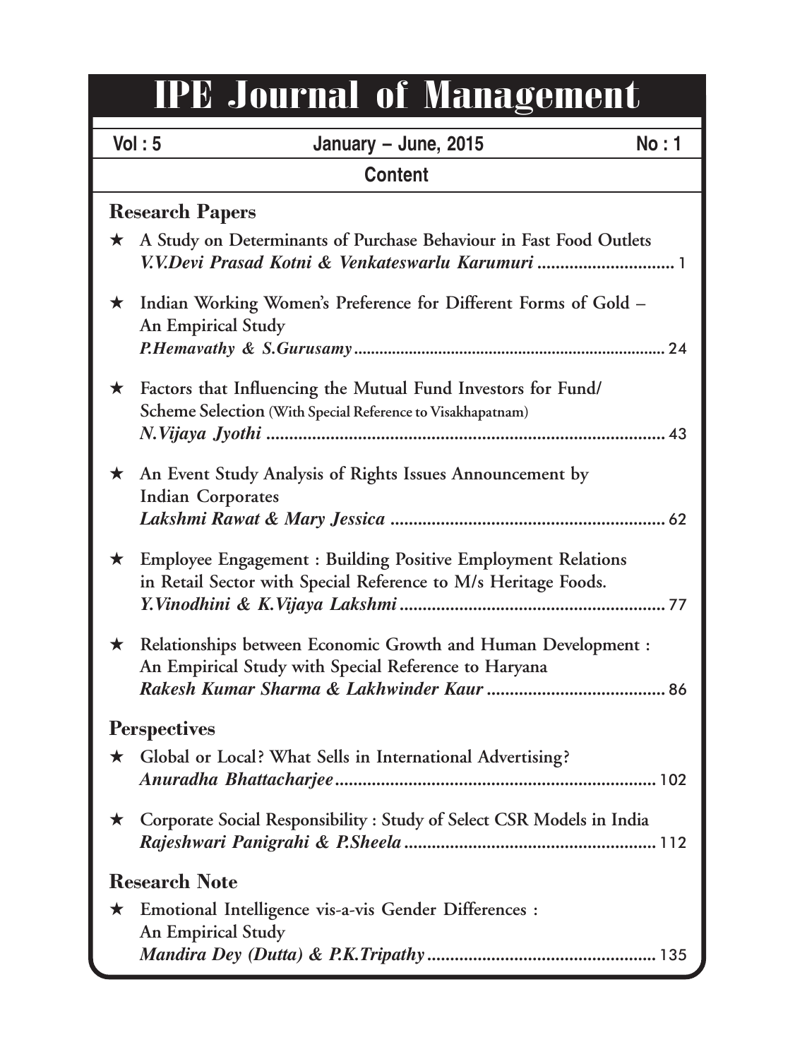# IPE Journal of Management

Vol : 5 | January – June, 2015 | No : 1

## Content

### Research Papers

★ A Study on Determinants of Purchase Behaviour in Fast Food Outlets
*V.V.Devi Prasad Kotni & Venkateswarlu Karumuri* .............................. 1

★ Indian Working Women's Preference for Different Forms of Gold – An Empirical Study
*P.Hemavathy & S.Gurusamy* ........................................................................ 24

★ Factors that Influencing the Mutual Fund Investors for Fund/ Scheme Selection (With Special Reference to Visakhapatnam)
*N.Vijaya Jyothi* ........................................................................................ 43

★ An Event Study Analysis of Rights Issues Announcement by Indian Corporates
*Lakshmi Rawat & Mary Jessica* ............................................................ 62

★ Employee Engagement : Building Positive Employment Relations in Retail Sector with Special Reference to M/s Heritage Foods.
*Y.Vinodhini & K.Vijaya Lakshmi* .......................................................... 77

★ Relationships between Economic Growth and Human Development : An Empirical Study with Special Reference to Haryana
*Rakesh Kumar Sharma & Lakhwinder Kaur* ....................................... 86

### Perspectives

★ Global or Local? What Sells in International Advertising?
*Anuradha Bhattacharjee* ...................................................................... 102

★ Corporate Social Responsibility : Study of Select CSR Models in India
*Rajeshwari Panigrahi & P.Sheela* ...................................................... 112

### Research Note

★ Emotional Intelligence vis-a-vis Gender Differences : An Empirical Study
*Mandira Dey (Dutta) & P.K.Tripathy* ................................................. 135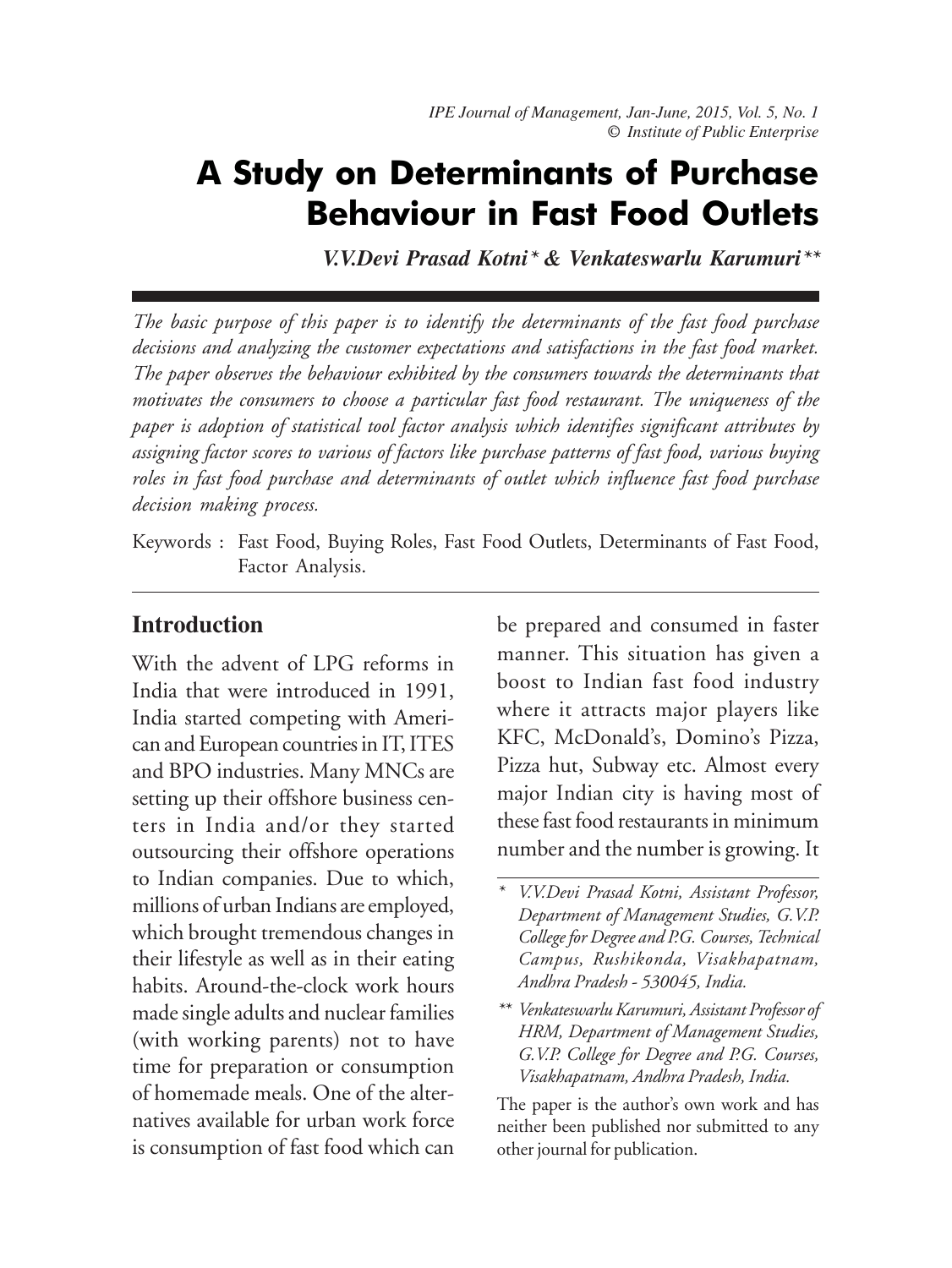# A Study on Determinants of Purchase Behaviour in Fast Food Outlets

***V.V.Devi Prasad Kotni\* & Venkateswarlu Karumuri\*\****

*The basic purpose of this paper is to identify the determinants of the fast food purchase decisions and analyzing the customer expectations and satisfactions in the fast food market. The paper observes the behaviour exhibited by the consumers towards the determinants that motivates the consumers to choose a particular fast food restaurant. The uniqueness of the paper is adoption of statistical tool factor analysis which identifies significant attributes by assigning factor scores to various of factors like purchase patterns of fast food, various buying roles in fast food purchase and determinants of outlet which influence fast food purchase decision making process.*

Keywords : Fast Food, Buying Roles, Fast Food Outlets, Determinants of Fast Food, Factor Analysis.

## Introduction

With the advent of LPG reforms in India that were introduced in 1991, India started competing with American and European countries in IT, ITES and BPO industries. Many MNCs are setting up their offshore business centers in India and/or they started outsourcing their offshore operations to Indian companies. Due to which, millions of urban Indians are employed, which brought tremendous changes in their lifestyle as well as in their eating habits. Around-the-clock work hours made single adults and nuclear families (with working parents) not to have time for preparation or consumption of homemade meals. One of the alternatives available for urban work force is consumption of fast food which can be prepared and consumed in faster manner. This situation has given a boost to Indian fast food industry where it attracts major players like KFC, McDonald's, Domino's Pizza, Pizza hut, Subway etc. Almost every major Indian city is having most of these fast food restaurants in minimum number and the number is growing. It

\* *V.V.Devi Prasad Kotni, Assistant Professor, Department of Management Studies, G.V.P. College for Degree and P.G. Courses, Technical Campus, Rushikonda, Visakhapatnam, Andhra Pradesh - 530045, India.*

\*\* *Venkateswarlu Karumuri, Assistant Professor of HRM, Department of Management Studies, G.V.P. College for Degree and P.G. Courses, Visakhapatnam, Andhra Pradesh, India.*

The paper is the author's own work and has neither been published nor submitted to any other journal for publication.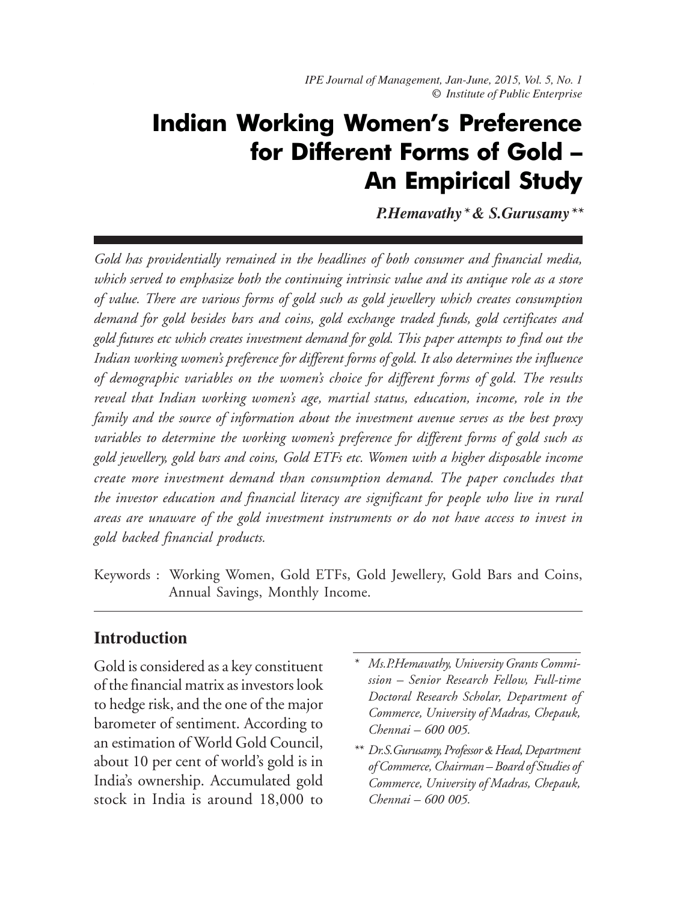// IPE Journal of Management, Jan-June, 2015, Vol. 5, No. 1
// © Institute of Public Enterprise

# Indian Working Women's Preference for Different Forms of Gold – An Empirical Study

***P.Hemavathy\* & S.Gurusamy\*\****

*Gold has providentially remained in the headlines of both consumer and financial media, which served to emphasize both the continuing intrinsic value and its antique role as a store of value. There are various forms of gold such as gold jewellery which creates consumption demand for gold besides bars and coins, gold exchange traded funds, gold certificates and gold futures etc which creates investment demand for gold. This paper attempts to find out the Indian working women's preference for different forms of gold. It also determines the influence of demographic variables on the women's choice for different forms of gold. The results reveal that Indian working women's age, martial status, education, income, role in the family and the source of information about the investment avenue serves as the best proxy variables to determine the working women's preference for different forms of gold such as gold jewellery, gold bars and coins, Gold ETFs etc. Women with a higher disposable income create more investment demand than consumption demand. The paper concludes that the investor education and financial literacy are significant for people who live in rural areas are unaware of the gold investment instruments or do not have access to invest in gold backed financial products.*

Keywords : Working Women, Gold ETFs, Gold Jewellery, Gold Bars and Coins, Annual Savings, Monthly Income.

## Introduction

Gold is considered as a key constituent of the financial matrix as investors look to hedge risk, and the one of the major barometer of sentiment. According to an estimation of World Gold Council, about 10 per cent of world's gold is in India's ownership. Accumulated gold stock in India is around 18,000 to

\* *Ms.P.Hemavathy, University Grants Commission – Senior Research Fellow, Full-time Doctoral Research Scholar, Department of Commerce, University of Madras, Chepauk, Chennai – 600 005.*

\*\* *Dr.S.Gurusamy, Professor & Head, Department of Commerce, Chairman – Board of Studies of Commerce, University of Madras, Chepauk, Chennai – 600 005.*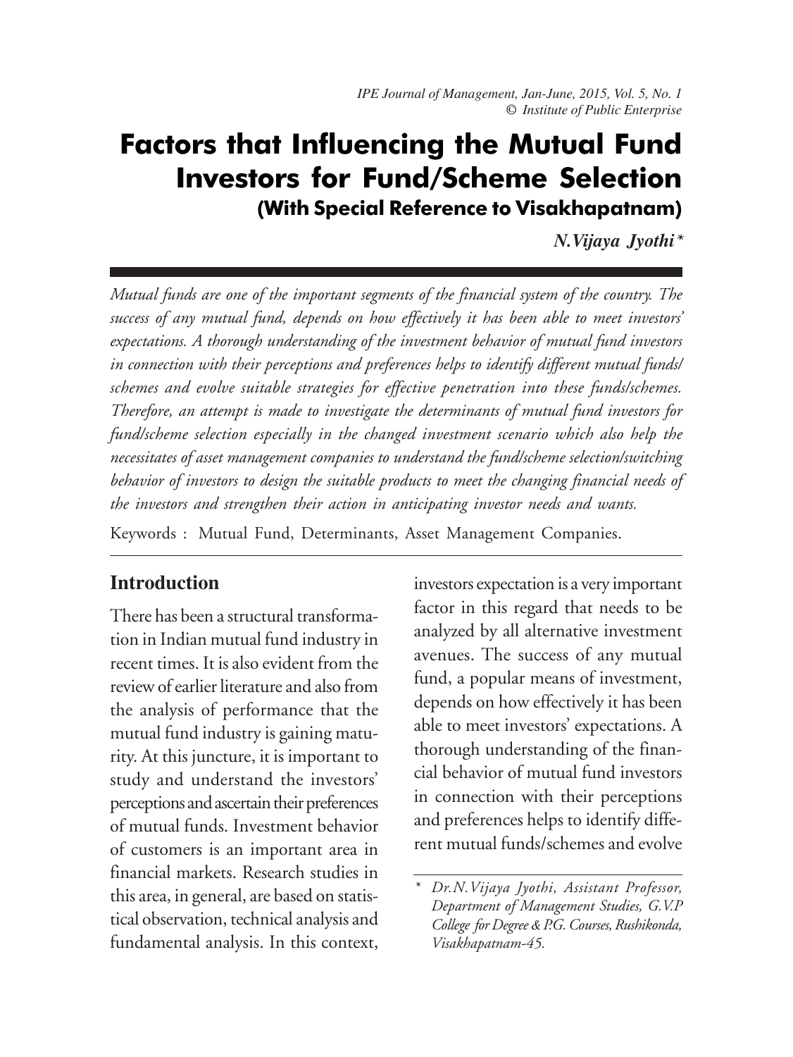# Factors that Influencing the Mutual Fund Investors for Fund/Scheme Selection

## (With Special Reference to Visakhapatnam)

***N.Vijaya Jyothi****

*Mutual funds are one of the important segments of the financial system of the country. The success of any mutual fund, depends on how effectively it has been able to meet investors' expectations. A thorough understanding of the investment behavior of mutual fund investors in connection with their perceptions and preferences helps to identify different mutual funds/ schemes and evolve suitable strategies for effective penetration into these funds/schemes. Therefore, an attempt is made to investigate the determinants of mutual fund investors for fund/scheme selection especially in the changed investment scenario which also help the necessitates of asset management companies to understand the fund/scheme selection/switching behavior of investors to design the suitable products to meet the changing financial needs of the investors and strengthen their action in anticipating investor needs and wants.*

Keywords : Mutual Fund, Determinants, Asset Management Companies.

## Introduction

There has been a structural transformation in Indian mutual fund industry in recent times. It is also evident from the review of earlier literature and also from the analysis of performance that the mutual fund industry is gaining maturity. At this juncture, it is important to study and understand the investors' perceptions and ascertain their preferences of mutual funds. Investment behavior of customers is an important area in financial markets. Research studies in this area, in general, are based on statistical observation, technical analysis and fundamental analysis. In this context, investors expectation is a very important factor in this regard that needs to be analyzed by all alternative investment avenues. The success of any mutual fund, a popular means of investment, depends on how effectively it has been able to meet investors' expectations. A thorough understanding of the financial behavior of mutual fund investors in connection with their perceptions and preferences helps to identify different mutual funds/schemes and evolve

\* *Dr.N.Vijaya Jyothi, Assistant Professor, Department of Management Studies, G.V.P College for Degree & P.G. Courses, Rushikonda, Visakhapatnam-45.*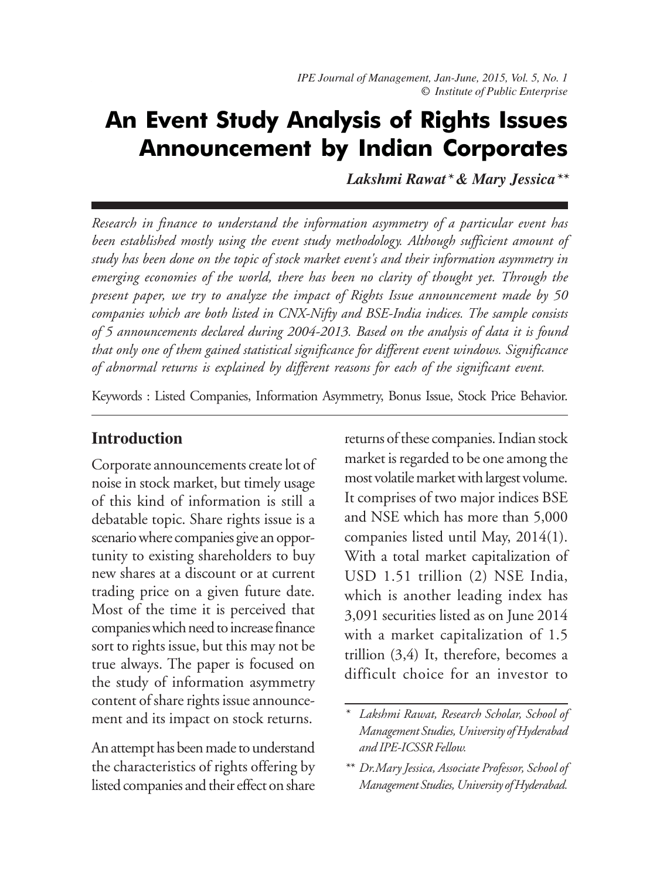# An Event Study Analysis of Rights Issues Announcement by Indian Corporates

***Lakshmi Rawat* & Mary Jessica*****

*Research in finance to understand the information asymmetry of a particular event has been established mostly using the event study methodology. Although sufficient amount of study has been done on the topic of stock market event's and their information asymmetry in emerging economies of the world, there has been no clarity of thought yet. Through the present paper, we try to analyze the impact of Rights Issue announcement made by 50 companies which are both listed in CNX-Nifty and BSE-India indices. The sample consists of 5 announcements declared during 2004-2013. Based on the analysis of data it is found that only one of them gained statistical significance for different event windows. Significance of abnormal returns is explained by different reasons for each of the significant event.*

Keywords : Listed Companies, Information Asymmetry, Bonus Issue, Stock Price Behavior.

## Introduction

Corporate announcements create lot of noise in stock market, but timely usage of this kind of information is still a debatable topic. Share rights issue is a scenario where companies give an opportunity to existing shareholders to buy new shares at a discount or at current trading price on a given future date. Most of the time it is perceived that companies which need to increase finance sort to rights issue, but this may not be true always. The paper is focused on the study of information asymmetry content of share rights issue announcement and its impact on stock returns.

An attempt has been made to understand the characteristics of rights offering by listed companies and their effect on share returns of these companies. Indian stock market is regarded to be one among the most volatile market with largest volume. It comprises of two major indices BSE and NSE which has more than 5,000 companies listed until May, 2014(1). With a total market capitalization of USD 1.51 trillion (2) NSE India, which is another leading index has 3,091 securities listed as on June 2014 with a market capitalization of 1.5 trillion (3,4) It, therefore, becomes a difficult choice for an investor to

\* *Lakshmi Rawat, Research Scholar, School of Management Studies, University of Hyderabad and IPE-ICSSR Fellow.*

\*\* *Dr.Mary Jessica, Associate Professor, School of Management Studies, University of Hyderabad.*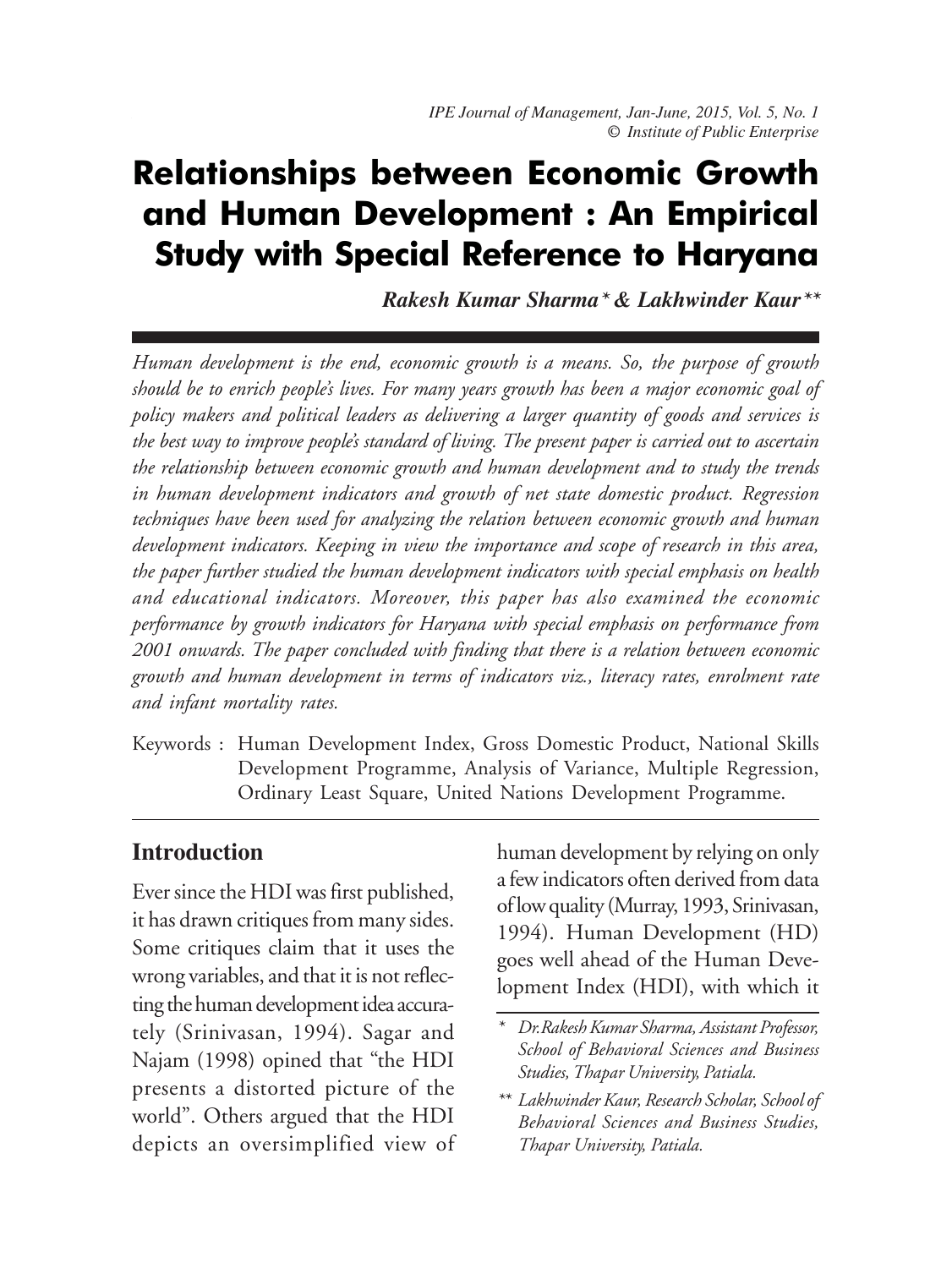# Relationships between Economic Growth and Human Development : An Empirical Study with Special Reference to Haryana

***Rakesh Kumar Sharma* & Lakhwinder Kaur***\*\*

*Human development is the end, economic growth is a means. So, the purpose of growth should be to enrich people's lives. For many years growth has been a major economic goal of policy makers and political leaders as delivering a larger quantity of goods and services is the best way to improve people's standard of living. The present paper is carried out to ascertain the relationship between economic growth and human development and to study the trends in human development indicators and growth of net state domestic product. Regression techniques have been used for analyzing the relation between economic growth and human development indicators. Keeping in view the importance and scope of research in this area, the paper further studied the human development indicators with special emphasis on health and educational indicators. Moreover, this paper has also examined the economic performance by growth indicators for Haryana with special emphasis on performance from 2001 onwards. The paper concluded with finding that there is a relation between economic growth and human development in terms of indicators viz., literacy rates, enrolment rate and infant mortality rates.*

Keywords : Human Development Index, Gross Domestic Product, National Skills Development Programme, Analysis of Variance, Multiple Regression, Ordinary Least Square, United Nations Development Programme.

## Introduction

Ever since the HDI was first published, it has drawn critiques from many sides. Some critiques claim that it uses the wrong variables, and that it is not reflecting the human development idea accurately (Srinivasan, 1994). Sagar and Najam (1998) opined that "the HDI presents a distorted picture of the world". Others argued that the HDI depicts an oversimplified view of human development by relying on only a few indicators often derived from data of low quality (Murray, 1993, Srinivasan, 1994). Human Development (HD) goes well ahead of the Human Development Index (HDI), with which it

\* *Dr.Rakesh Kumar Sharma, Assistant Professor, School of Behavioral Sciences and Business Studies, Thapar University, Patiala.*

\*\* *Lakhwinder Kaur, Research Scholar, School of Behavioral Sciences and Business Studies, Thapar University, Patiala.*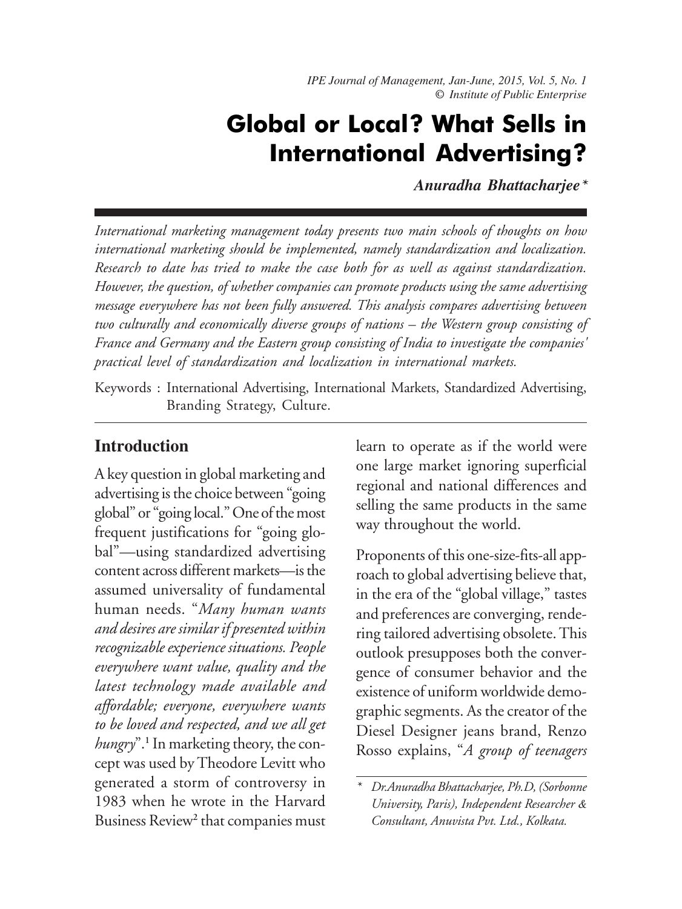# Global or Local? What Sells in International Advertising?

***Anuradha Bhattacharjee****

*International marketing management today presents two main schools of thoughts on how international marketing should be implemented, namely standardization and localization. Research to date has tried to make the case both for as well as against standardization. However, the question, of whether companies can promote products using the same advertising message everywhere has not been fully answered. This analysis compares advertising between two culturally and economically diverse groups of nations – the Western group consisting of France and Germany and the Eastern group consisting of India to investigate the companies' practical level of standardization and localization in international markets.*

Keywords : International Advertising, International Markets, Standardized Advertising, Branding Strategy, Culture.

## Introduction

A key question in global marketing and advertising is the choice between "going global" or "going local." One of the most frequent justifications for "going global"—using standardized advertising content across different markets—is the assumed universality of fundamental human needs. "*Many human wants and desires are similar if presented within recognizable experience situations. People everywhere want value, quality and the latest technology made available and affordable; everyone, everywhere wants to be loved and respected, and we all get hungry*".[1] In marketing theory, the concept was used by Theodore Levitt who generated a storm of controversy in 1983 when he wrote in the Harvard Business Review[2] that companies must learn to operate as if the world were one large market ignoring superficial regional and national differences and selling the same products in the same way throughout the world.

Proponents of this one-size-fits-all approach to global advertising believe that, in the era of the "global village," tastes and preferences are converging, rendering tailored advertising obsolete. This outlook presupposes both the convergence of consumer behavior and the existence of uniform worldwide demographic segments. As the creator of the Diesel Designer jeans brand, Renzo Rosso explains, "*A group of teenagers*

\* *Dr.Anuradha Bhattacharjee, Ph.D, (Sorbonne University, Paris), Independent Researcher & Consultant, Anuvista Pvt. Ltd., Kolkata.*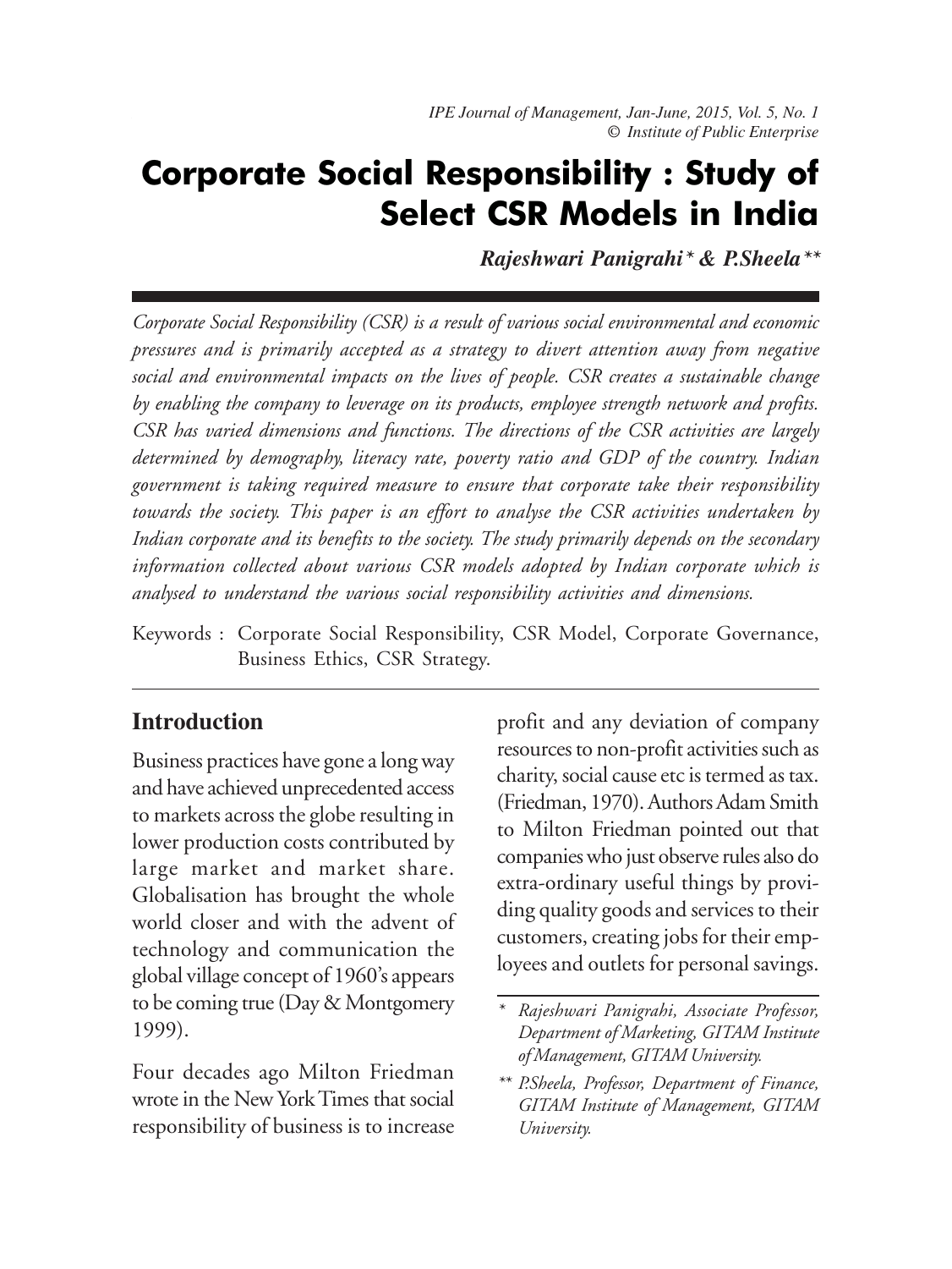# Corporate Social Responsibility : Study of Select CSR Models in India

***Rajeshwari Panigrahi* & P.Sheela*****

*Corporate Social Responsibility (CSR) is a result of various social environmental and economic pressures and is primarily accepted as a strategy to divert attention away from negative social and environmental impacts on the lives of people. CSR creates a sustainable change by enabling the company to leverage on its products, employee strength network and profits. CSR has varied dimensions and functions. The directions of the CSR activities are largely determined by demography, literacy rate, poverty ratio and GDP of the country. Indian government is taking required measure to ensure that corporate take their responsibility towards the society. This paper is an effort to analyse the CSR activities undertaken by Indian corporate and its benefits to the society. The study primarily depends on the secondary information collected about various CSR models adopted by Indian corporate which is analysed to understand the various social responsibility activities and dimensions.*

Keywords : Corporate Social Responsibility, CSR Model, Corporate Governance, Business Ethics, CSR Strategy.

## Introduction

Business practices have gone a long way and have achieved unprecedented access to markets across the globe resulting in lower production costs contributed by large market and market share. Globalisation has brought the whole world closer and with the advent of technology and communication the global village concept of 1960's appears to be coming true (Day & Montgomery 1999).

Four decades ago Milton Friedman wrote in the New York Times that social responsibility of business is to increase profit and any deviation of company resources to non-profit activities such as charity, social cause etc is termed as tax. (Friedman, 1970). Authors Adam Smith to Milton Friedman pointed out that companies who just observe rules also do extra-ordinary useful things by providing quality goods and services to their customers, creating jobs for their employees and outlets for personal savings.

---

\* *Rajeshwari Panigrahi, Associate Professor, Department of Marketing, GITAM Institute of Management, GITAM University.*

\*\* *P.Sheela, Professor, Department of Finance, GITAM Institute of Management, GITAM University.*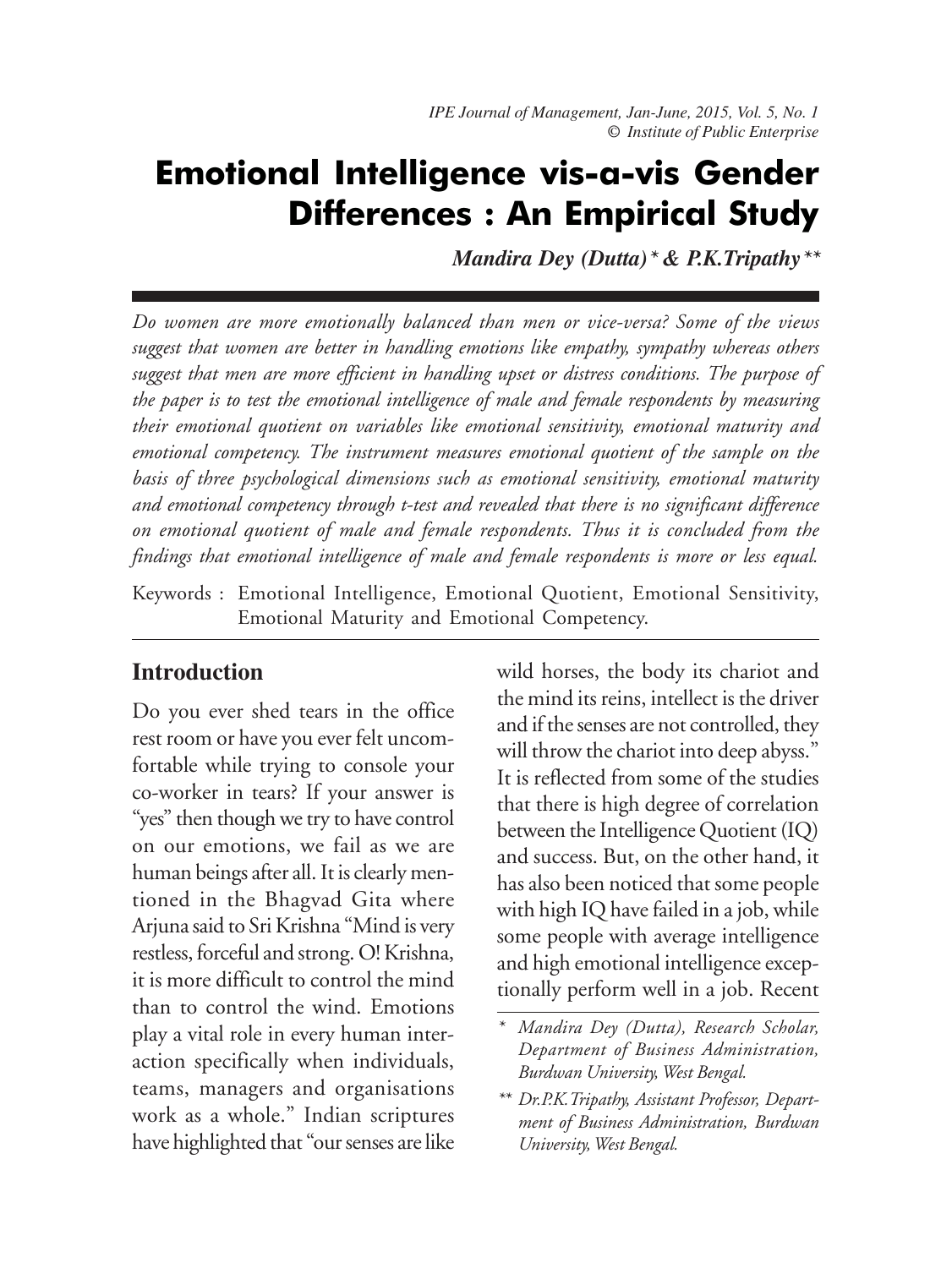# Emotional Intelligence vis-a-vis Gender Differences : An Empirical Study

***Mandira Dey (Dutta)* & P.K.Tripathy*****

*Do women are more emotionally balanced than men or vice-versa? Some of the views suggest that women are better in handling emotions like empathy, sympathy whereas others suggest that men are more efficient in handling upset or distress conditions. The purpose of the paper is to test the emotional intelligence of male and female respondents by measuring their emotional quotient on variables like emotional sensitivity, emotional maturity and emotional competency. The instrument measures emotional quotient of the sample on the basis of three psychological dimensions such as emotional sensitivity, emotional maturity and emotional competency through t-test and revealed that there is no significant difference on emotional quotient of male and female respondents. Thus it is concluded from the findings that emotional intelligence of male and female respondents is more or less equal.*

Keywords : Emotional Intelligence, Emotional Quotient, Emotional Sensitivity, Emotional Maturity and Emotional Competency.

## Introduction

Do you ever shed tears in the office rest room or have you ever felt uncomfortable while trying to console your co-worker in tears? If your answer is "yes" then though we try to have control on our emotions, we fail as we are human beings after all. It is clearly mentioned in the Bhagvad Gita where Arjuna said to Sri Krishna "Mind is very restless, forceful and strong. O! Krishna, it is more difficult to control the mind than to control the wind. Emotions play a vital role in every human interaction specifically when individuals, teams, managers and organisations work as a whole." Indian scriptures have highlighted that "our senses are like wild horses, the body its chariot and the mind its reins, intellect is the driver and if the senses are not controlled, they will throw the chariot into deep abyss." It is reflected from some of the studies that there is high degree of correlation between the Intelligence Quotient (IQ) and success. But, on the other hand, it has also been noticed that some people with high IQ have failed in a job, while some people with average intelligence and high emotional intelligence exceptionally perform well in a job. Recent

*\* Mandira Dey (Dutta), Research Scholar, Department of Business Administration, Burdwan University, West Bengal.*

*\*\* Dr.P.K.Tripathy, Assistant Professor, Department of Business Administration, Burdwan University, West Bengal.*